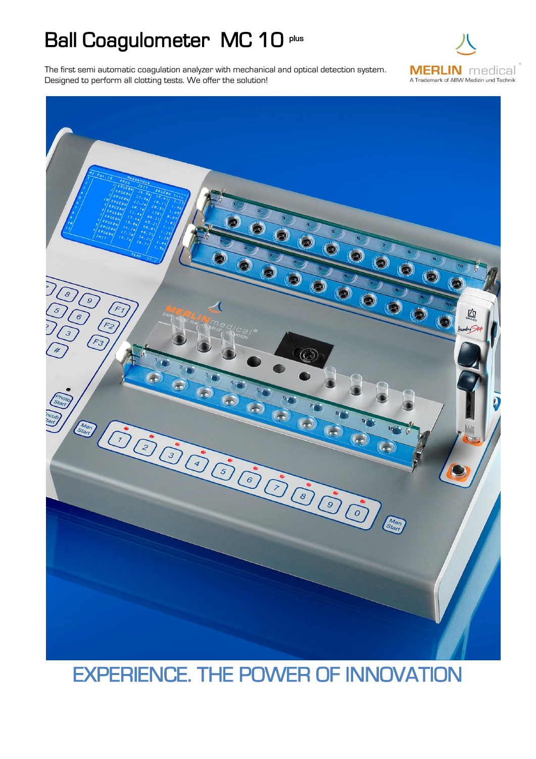# Ball Coagulometer MC 10 plus

The first semi automatic coagulation analyzer with mechanical and optical detection system.
Designed to perform all clotting tests. We offer the solution!

MERLIN medical®
A Trademark of ABW Medizin und Technik

## EXPERIENCE. THE POWER OF INNOVATION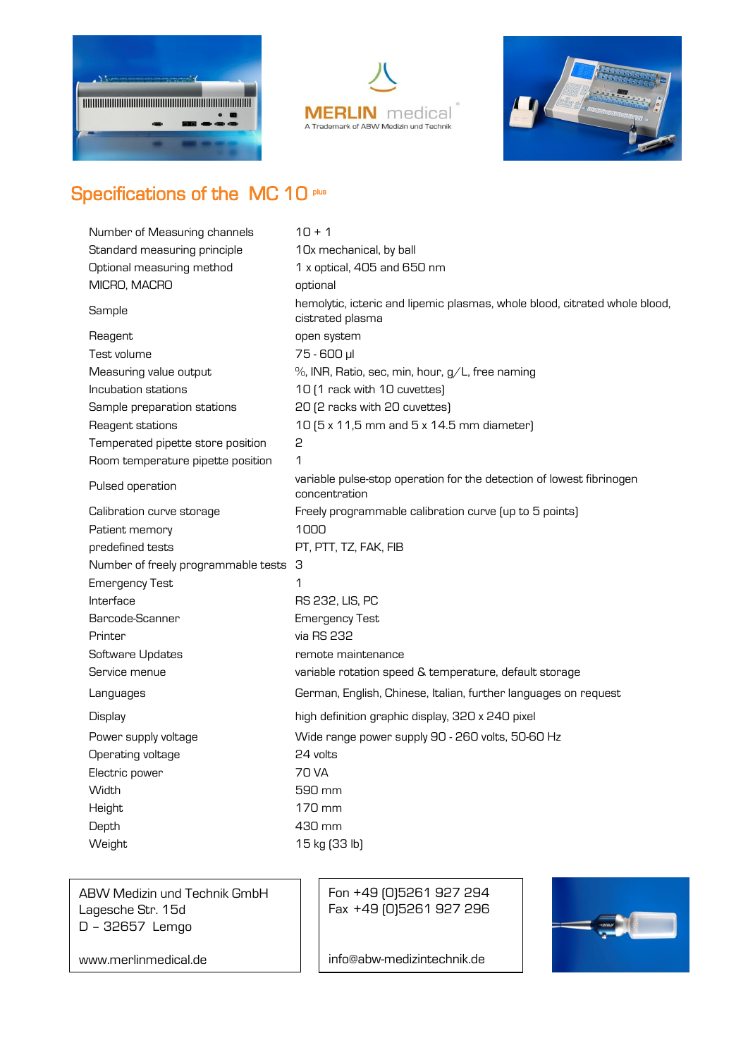MERLIN medical®
A Trademark of ABW Medizin und Technik

## Specifications of the MC 10 plus

| | |
|---|---|
| Number of Measuring channels | 10 + 1 |
| Standard measuring principle | 10x mechanical, by ball |
| Optional measuring method | 1 x optical, 405 and 650 nm |
| MICRO, MACRO | optional |
| Sample | hemolytic, icteric and lipemic plasmas, whole blood, citrated whole blood, cistrated plasma |
| Reagent | open system |
| Test volume | 75 - 600 µl |
| Measuring value output | %, INR, Ratio, sec, min, hour, g/L, free naming |
| Incubation stations | 10 (1 rack with 10 cuvettes) |
| Sample preparation stations | 20 (2 racks with 20 cuvettes) |
| Reagent stations | 10 (5 x 11,5 mm and 5 x 14.5 mm diameter) |
| Temperated pipette store position | 2 |
| Room temperature pipette position | 1 |
| Pulsed operation | variable pulse-stop operation for the detection of lowest fibrinogen concentration |
| Calibration curve storage | Freely programmable calibration curve (up to 5 points) |
| Patient memory | 1000 |
| predefined tests | PT, PTT, TZ, FAK, FIB |
| Number of freely programmable tests | 3 |
| Emergency Test | 1 |
| Interface | RS 232, LIS, PC |
| Barcode-Scanner | Emergency Test |
| Printer | via RS 232 |
| Software Updates | remote maintenance |
| Service menue | variable rotation speed & temperature, default storage |
| Languages | German, English, Chinese, Italian, further languages on request |
| Display | high definition graphic display, 320 x 240 pixel |
| Power supply voltage | Wide range power supply 90 - 260 volts, 50-60 Hz |
| Operating voltage | 24 volts |
| Electric power | 70 VA |
| Width | 590 mm |
| Height | 170 mm |
| Depth | 430 mm |
| Weight | 15 kg (33 lb) |

ABW Medizin und Technik GmbH
Lagesche Str. 15d
D – 32657 Lemgo

www.merlinmedical.de

Fon +49 (0)5261 927 294
Fax +49 (0)5261 927 296

info@abw-medizintechnik.de